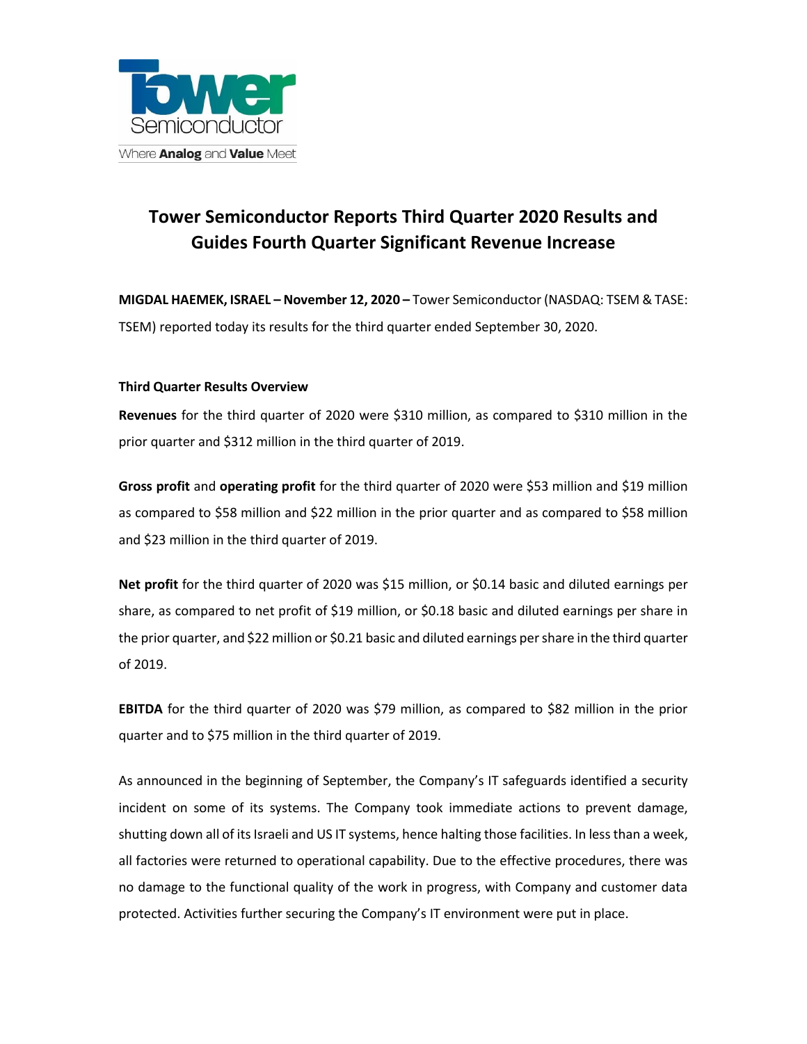# Tower Semiconductor Reports Third Quarter 2020 Results and Guides Fourth Quarter Significant Revenue Increase

**MIGDAL HAEMEK, ISRAEL – November 12, 2020 –** Tower Semiconductor (NASDAQ: TSEM & TASE: TSEM) reported today its results for the third quarter ended September 30, 2020.

**Third Quarter Results Overview**

**Revenues** for the third quarter of 2020 were $310 million, as compared to $310 million in the prior quarter and $312 million in the third quarter of 2019.

**Gross profit** and **operating profit** for the third quarter of 2020 were $53 million and $19 million as compared to $58 million and $22 million in the prior quarter and as compared to $58 million and $23 million in the third quarter of 2019.

**Net profit** for the third quarter of 2020 was $15 million, or $0.14 basic and diluted earnings per share, as compared to net profit of $19 million, or $0.18 basic and diluted earnings per share in the prior quarter, and $22 million or $0.21 basic and diluted earnings per share in the third quarter of 2019.

**EBITDA** for the third quarter of 2020 was $79 million, as compared to $82 million in the prior quarter and to $75 million in the third quarter of 2019.

As announced in the beginning of September, the Company's IT safeguards identified a security incident on some of its systems. The Company took immediate actions to prevent damage, shutting down all of its Israeli and US IT systems, hence halting those facilities. In less than a week, all factories were returned to operational capability. Due to the effective procedures, there was no damage to the functional quality of the work in progress, with Company and customer data protected. Activities further securing the Company's IT environment were put in place.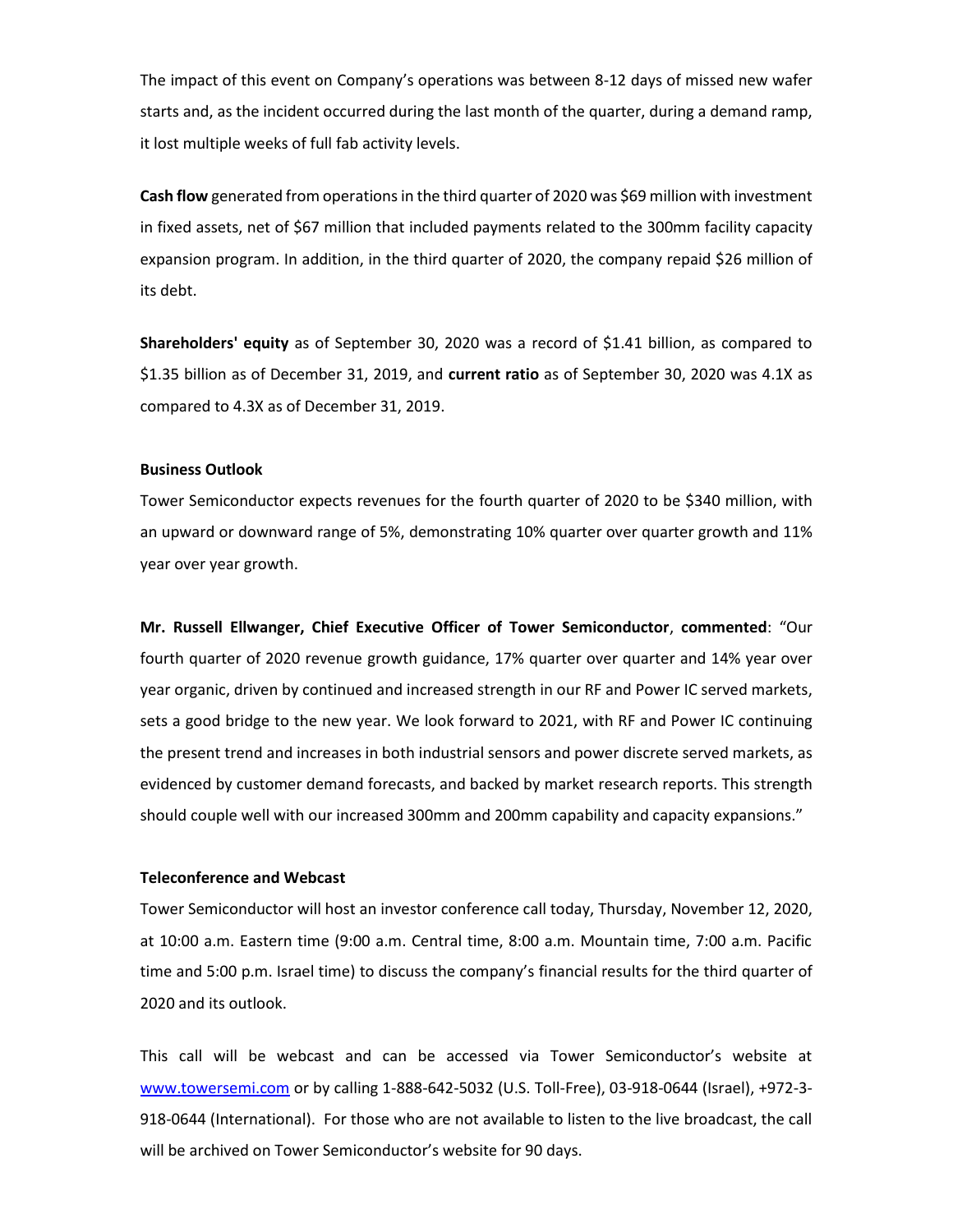The impact of this event on Company's operations was between 8-12 days of missed new wafer starts and, as the incident occurred during the last month of the quarter, during a demand ramp, it lost multiple weeks of full fab activity levels.

**Cash flow** generated from operations in the third quarter of 2020 was $69 million with investment in fixed assets, net of $67 million that included payments related to the 300mm facility capacity expansion program. In addition, in the third quarter of 2020, the company repaid $26 million of its debt.

**Shareholders' equity** as of September 30, 2020 was a record of $1.41 billion, as compared to $1.35 billion as of December 31, 2019, and **current ratio** as of September 30, 2020 was 4.1X as compared to 4.3X as of December 31, 2019.

**Business Outlook**

Tower Semiconductor expects revenues for the fourth quarter of 2020 to be $340 million, with an upward or downward range of 5%, demonstrating 10% quarter over quarter growth and 11% year over year growth.

**Mr. Russell Ellwanger, Chief Executive Officer of Tower Semiconductor**, **commented**: "Our fourth quarter of 2020 revenue growth guidance, 17% quarter over quarter and 14% year over year organic, driven by continued and increased strength in our RF and Power IC served markets, sets a good bridge to the new year. We look forward to 2021, with RF and Power IC continuing the present trend and increases in both industrial sensors and power discrete served markets, as evidenced by customer demand forecasts, and backed by market research reports. This strength should couple well with our increased 300mm and 200mm capability and capacity expansions."

**Teleconference and Webcast**

Tower Semiconductor will host an investor conference call today, Thursday, November 12, 2020, at 10:00 a.m. Eastern time (9:00 a.m. Central time, 8:00 a.m. Mountain time, 7:00 a.m. Pacific time and 5:00 p.m. Israel time) to discuss the company's financial results for the third quarter of 2020 and its outlook.

This call will be webcast and can be accessed via Tower Semiconductor's website at [www.towersemi.com](www.towersemi.com) or by calling 1-888-642-5032 (U.S. Toll-Free), 03-918-0644 (Israel), +972-3-918-0644 (International). For those who are not available to listen to the live broadcast, the call will be archived on Tower Semiconductor's website for 90 days.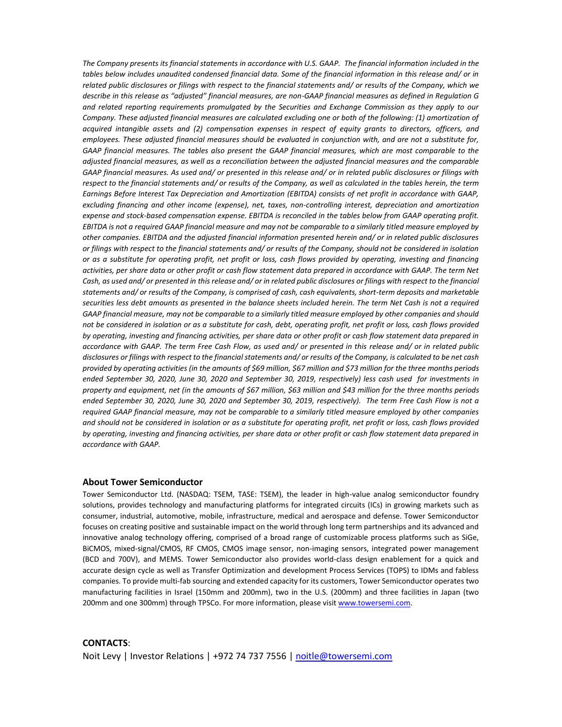*The Company presents its financial statements in accordance with U.S. GAAP. The financial information included in the tables below includes unaudited condensed financial data. Some of the financial information in this release and/ or in related public disclosures or filings with respect to the financial statements and/ or results of the Company, which we describe in this release as "adjusted" financial measures, are non-GAAP financial measures as defined in Regulation G and related reporting requirements promulgated by the Securities and Exchange Commission as they apply to our Company. These adjusted financial measures are calculated excluding one or both of the following: (1) amortization of acquired intangible assets and (2) compensation expenses in respect of equity grants to directors, officers, and employees. These adjusted financial measures should be evaluated in conjunction with, and are not a substitute for, GAAP financial measures. The tables also present the GAAP financial measures, which are most comparable to the adjusted financial measures, as well as a reconciliation between the adjusted financial measures and the comparable GAAP financial measures. As used and/ or presented in this release and/ or in related public disclosures or filings with respect to the financial statements and/ or results of the Company, as well as calculated in the tables herein, the term Earnings Before Interest Tax Depreciation and Amortization (EBITDA) consists of net profit in accordance with GAAP, excluding financing and other income (expense), net, taxes, non-controlling interest, depreciation and amortization expense and stock-based compensation expense. EBITDA is reconciled in the tables below from GAAP operating profit. EBITDA is not a required GAAP financial measure and may not be comparable to a similarly titled measure employed by other companies. EBITDA and the adjusted financial information presented herein and/ or in related public disclosures or filings with respect to the financial statements and/ or results of the Company, should not be considered in isolation or as a substitute for operating profit, net profit or loss, cash flows provided by operating, investing and financing activities, per share data or other profit or cash flow statement data prepared in accordance with GAAP. The term Net Cash, as used and/ or presented in this release and/ or in related public disclosures or filings with respect to the financial statements and/ or results of the Company, is comprised of cash, cash equivalents, short-term deposits and marketable securities less debt amounts as presented in the balance sheets included herein. The term Net Cash is not a required GAAP financial measure, may not be comparable to a similarly titled measure employed by other companies and should not be considered in isolation or as a substitute for cash, debt, operating profit, net profit or loss, cash flows provided by operating, investing and financing activities, per share data or other profit or cash flow statement data prepared in accordance with GAAP. The term Free Cash Flow, as used and/ or presented in this release and/ or in related public disclosures or filings with respect to the financial statements and/ or results of the Company, is calculated to be net cash provided by operating activities (in the amounts of $69 million, $67 million and $73 million for the three months periods ended September 30, 2020, June 30, 2020 and September 30, 2019, respectively) less cash used for investments in property and equipment, net (in the amounts of $67 million, $63 million and $43 million for the three months periods ended September 30, 2020, June 30, 2020 and September 30, 2019, respectively). The term Free Cash Flow is not a required GAAP financial measure, may not be comparable to a similarly titled measure employed by other companies and should not be considered in isolation or as a substitute for operating profit, net profit or loss, cash flows provided by operating, investing and financing activities, per share data or other profit or cash flow statement data prepared in accordance with GAAP.*

### About Tower Semiconductor

Tower Semiconductor Ltd. (NASDAQ: TSEM, TASE: TSEM), the leader in high-value analog semiconductor foundry solutions, provides technology and manufacturing platforms for integrated circuits (ICs) in growing markets such as consumer, industrial, automotive, mobile, infrastructure, medical and aerospace and defense. Tower Semiconductor focuses on creating positive and sustainable impact on the world through long term partnerships and its advanced and innovative analog technology offering, comprised of a broad range of customizable process platforms such as SiGe, BiCMOS, mixed-signal/CMOS, RF CMOS, CMOS image sensor, non-imaging sensors, integrated power management (BCD and 700V), and MEMS. Tower Semiconductor also provides world-class design enablement for a quick and accurate design cycle as well as Transfer Optimization and development Process Services (TOPS) to IDMs and fabless companies. To provide multi-fab sourcing and extended capacity for its customers, Tower Semiconductor operates two manufacturing facilities in Israel (150mm and 200mm), two in the U.S. (200mm) and three facilities in Japan (two 200mm and one 300mm) through TPSCo. For more information, please visit www.towersemi.com.

**CONTACTS**:

Noit Levy | Investor Relations | +972 74 737 7556 | noitle@towersemi.com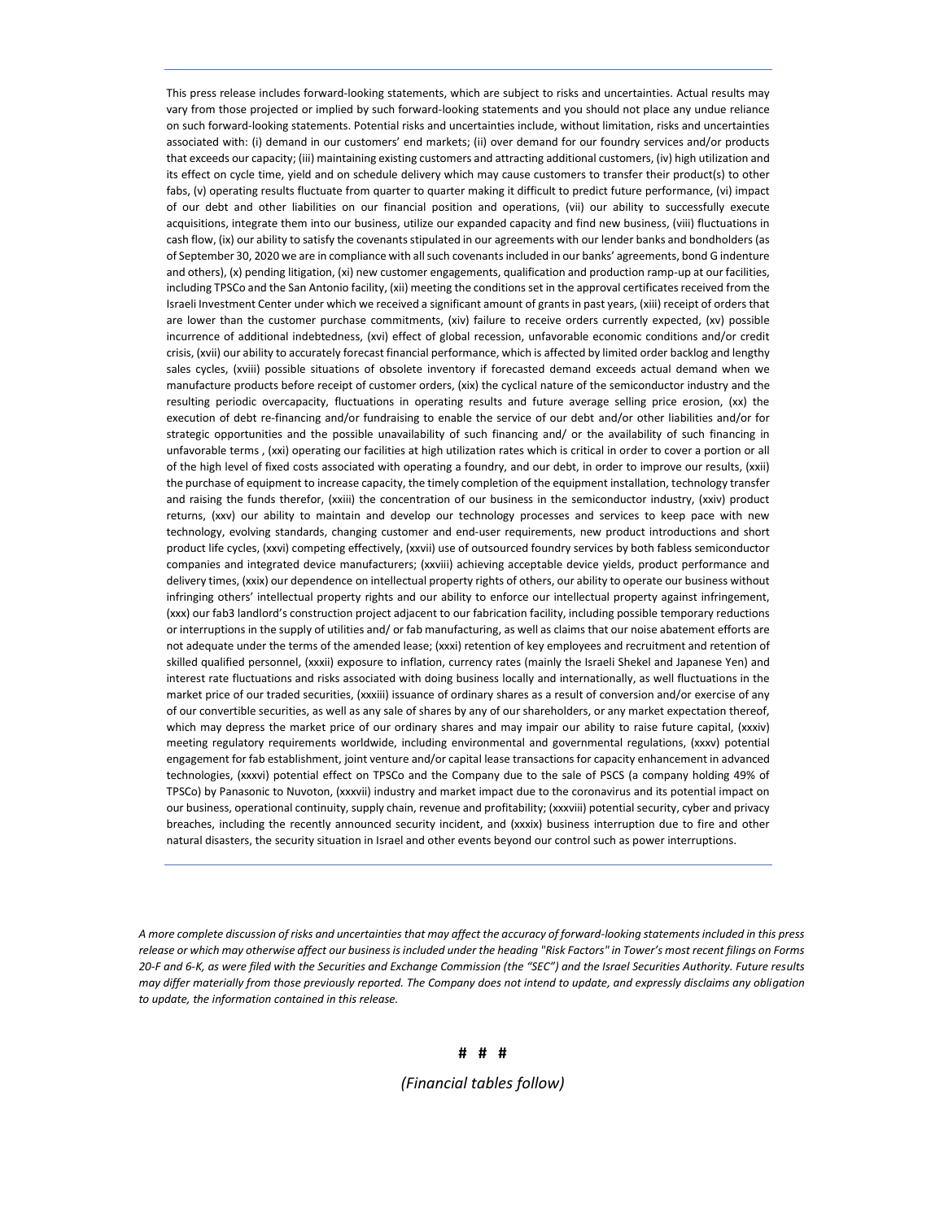This press release includes forward-looking statements, which are subject to risks and uncertainties. Actual results may vary from those projected or implied by such forward-looking statements and you should not place any undue reliance on such forward-looking statements. Potential risks and uncertainties include, without limitation, risks and uncertainties associated with: (i) demand in our customers' end markets; (ii) over demand for our foundry services and/or products that exceeds our capacity; (iii) maintaining existing customers and attracting additional customers, (iv) high utilization and its effect on cycle time, yield and on schedule delivery which may cause customers to transfer their product(s) to other fabs, (v) operating results fluctuate from quarter to quarter making it difficult to predict future performance, (vi) impact of our debt and other liabilities on our financial position and operations, (vii) our ability to successfully execute acquisitions, integrate them into our business, utilize our expanded capacity and find new business, (viii) fluctuations in cash flow, (ix) our ability to satisfy the covenants stipulated in our agreements with our lender banks and bondholders (as of September 30, 2020 we are in compliance with all such covenants included in our banks' agreements, bond G indenture and others), (x) pending litigation, (xi) new customer engagements, qualification and production ramp-up at our facilities, including TPSCo and the San Antonio facility, (xii) meeting the conditions set in the approval certificates received from the Israeli Investment Center under which we received a significant amount of grants in past years, (xiii) receipt of orders that are lower than the customer purchase commitments, (xiv) failure to receive orders currently expected, (xv) possible incurrence of additional indebtedness, (xvi) effect of global recession, unfavorable economic conditions and/or credit crisis, (xvii) our ability to accurately forecast financial performance, which is affected by limited order backlog and lengthy sales cycles, (xviii) possible situations of obsolete inventory if forecasted demand exceeds actual demand when we manufacture products before receipt of customer orders, (xix) the cyclical nature of the semiconductor industry and the resulting periodic overcapacity, fluctuations in operating results and future average selling price erosion, (xx) the execution of debt re-financing and/or fundraising to enable the service of our debt and/or other liabilities and/or for strategic opportunities and the possible unavailability of such financing and/ or the availability of such financing in unfavorable terms , (xxi) operating our facilities at high utilization rates which is critical in order to cover a portion or all of the high level of fixed costs associated with operating a foundry, and our debt, in order to improve our results, (xxii) the purchase of equipment to increase capacity, the timely completion of the equipment installation, technology transfer and raising the funds therefor, (xxiii) the concentration of our business in the semiconductor industry, (xxiv) product returns, (xxv) our ability to maintain and develop our technology processes and services to keep pace with new technology, evolving standards, changing customer and end-user requirements, new product introductions and short product life cycles, (xxvi) competing effectively, (xxvii) use of outsourced foundry services by both fabless semiconductor companies and integrated device manufacturers; (xxviii) achieving acceptable device yields, product performance and delivery times, (xxix) our dependence on intellectual property rights of others, our ability to operate our business without infringing others' intellectual property rights and our ability to enforce our intellectual property against infringement, (xxx) our fab3 landlord's construction project adjacent to our fabrication facility, including possible temporary reductions or interruptions in the supply of utilities and/ or fab manufacturing, as well as claims that our noise abatement efforts are not adequate under the terms of the amended lease; (xxxi) retention of key employees and recruitment and retention of skilled qualified personnel, (xxxii) exposure to inflation, currency rates (mainly the Israeli Shekel and Japanese Yen) and interest rate fluctuations and risks associated with doing business locally and internationally, as well fluctuations in the market price of our traded securities, (xxxiii) issuance of ordinary shares as a result of conversion and/or exercise of any of our convertible securities, as well as any sale of shares by any of our shareholders, or any market expectation thereof, which may depress the market price of our ordinary shares and may impair our ability to raise future capital, (xxxiv) meeting regulatory requirements worldwide, including environmental and governmental regulations, (xxxv) potential engagement for fab establishment, joint venture and/or capital lease transactions for capacity enhancement in advanced technologies, (xxxvi) potential effect on TPSCo and the Company due to the sale of PSCS (a company holding 49% of TPSCo) by Panasonic to Nuvoton, (xxxvii) industry and market impact due to the coronavirus and its potential impact on our business, operational continuity, supply chain, revenue and profitability; (xxxviii) potential security, cyber and privacy breaches, including the recently announced security incident, and (xxxix) business interruption due to fire and other natural disasters, the security situation in Israel and other events beyond our control such as power interruptions.

*A more complete discussion of risks and uncertainties that may affect the accuracy of forward-looking statements included in this press release or which may otherwise affect our business is included under the heading "Risk Factors" in Tower's most recent filings on Forms 20-F and 6-K, as were filed with the Securities and Exchange Commission (the "SEC") and the Israel Securities Authority. Future results may differ materially from those previously reported. The Company does not intend to update, and expressly disclaims any obligation to update, the information contained in this release.*

**# # #**

*(Financial tables follow)*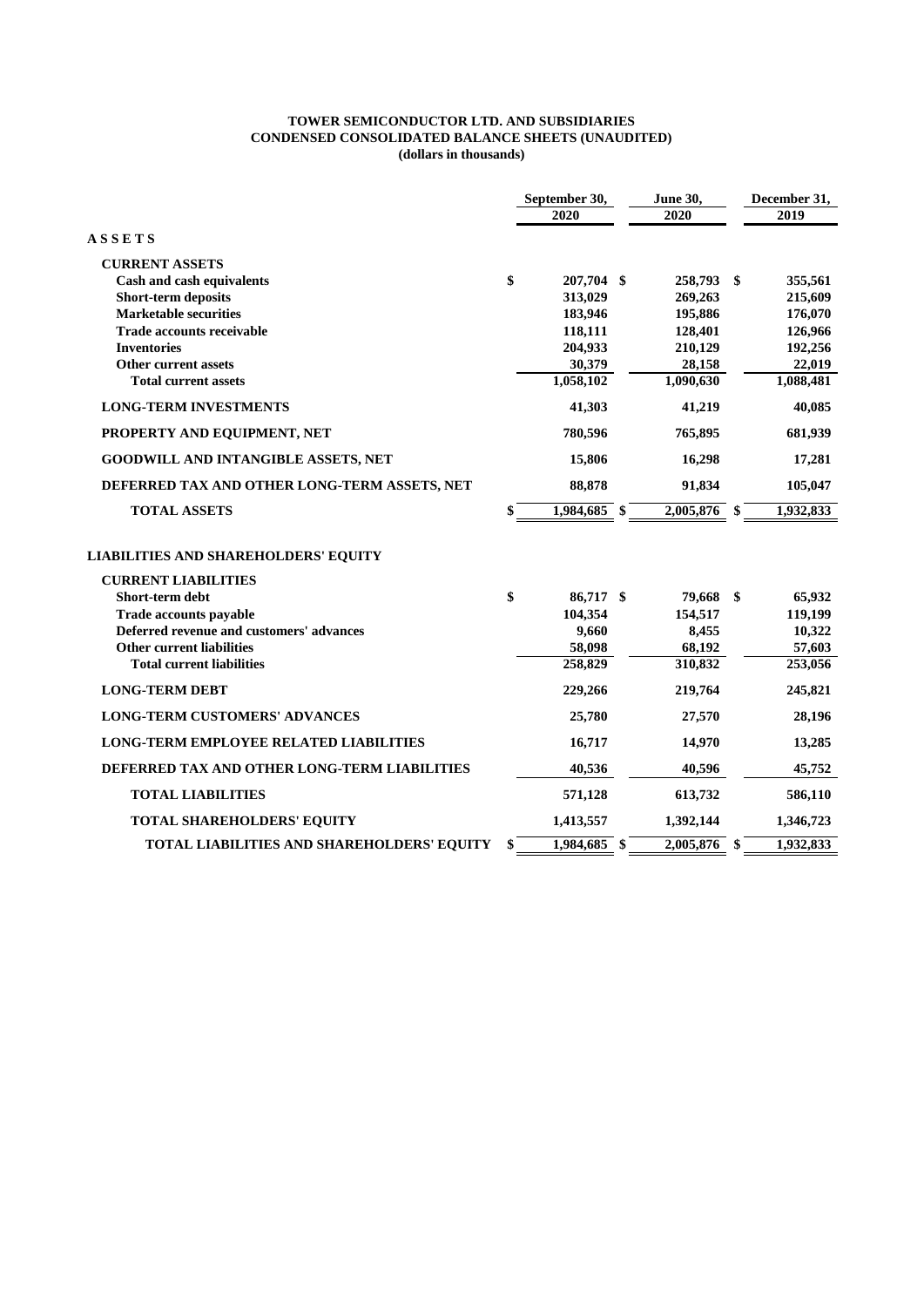**TOWER SEMICONDUCTOR LTD. AND SUBSIDIARIES**
**CONDENSED CONSOLIDATED BALANCE SHEETS (UNAUDITED)**
**(dollars in thousands)**

| | September 30, 2020 | June 30, 2020 | December 31, 2019 |
|---|---|---|---|
| **A S S E T S** | | | |
| **CURRENT ASSETS** | | | |
| Cash and cash equivalents | $ 207,704 | $ 258,793 | $ 355,561 |
| Short-term deposits | 313,029 | 269,263 | 215,609 |
| Marketable securities | 183,946 | 195,886 | 176,070 |
| Trade accounts receivable | 118,111 | 128,401 | 126,966 |
| Inventories | 204,933 | 210,129 | 192,256 |
| Other current assets | 30,379 | 28,158 | 22,019 |
| Total current assets | 1,058,102 | 1,090,630 | 1,088,481 |
| **LONG-TERM INVESTMENTS** | 41,303 | 41,219 | 40,085 |
| **PROPERTY AND EQUIPMENT, NET** | 780,596 | 765,895 | 681,939 |
| **GOODWILL AND INTANGIBLE ASSETS, NET** | 15,806 | 16,298 | 17,281 |
| **DEFERRED TAX AND OTHER LONG-TERM ASSETS, NET** | 88,878 | 91,834 | 105,047 |
| **TOTAL ASSETS** | $ 1,984,685 | $ 2,005,876 | $ 1,932,833 |
| **LIABILITIES AND SHAREHOLDERS' EQUITY** | | | |
| **CURRENT LIABILITIES** | | | |
| Short-term debt | $ 86,717 | $ 79,668 | $ 65,932 |
| Trade accounts payable | 104,354 | 154,517 | 119,199 |
| Deferred revenue and customers' advances | 9,660 | 8,455 | 10,322 |
| Other current liabilities | 58,098 | 68,192 | 57,603 |
| Total current liabilities | 258,829 | 310,832 | 253,056 |
| **LONG-TERM DEBT** | 229,266 | 219,764 | 245,821 |
| **LONG-TERM CUSTOMERS' ADVANCES** | 25,780 | 27,570 | 28,196 |
| **LONG-TERM EMPLOYEE RELATED LIABILITIES** | 16,717 | 14,970 | 13,285 |
| **DEFERRED TAX AND OTHER LONG-TERM LIABILITIES** | 40,536 | 40,596 | 45,752 |
| **TOTAL LIABILITIES** | 571,128 | 613,732 | 586,110 |
| **TOTAL SHAREHOLDERS' EQUITY** | 1,413,557 | 1,392,144 | 1,346,723 |
| **TOTAL LIABILITIES AND SHAREHOLDERS' EQUITY** | $ 1,984,685 | $ 2,005,876 | $ 1,932,833 |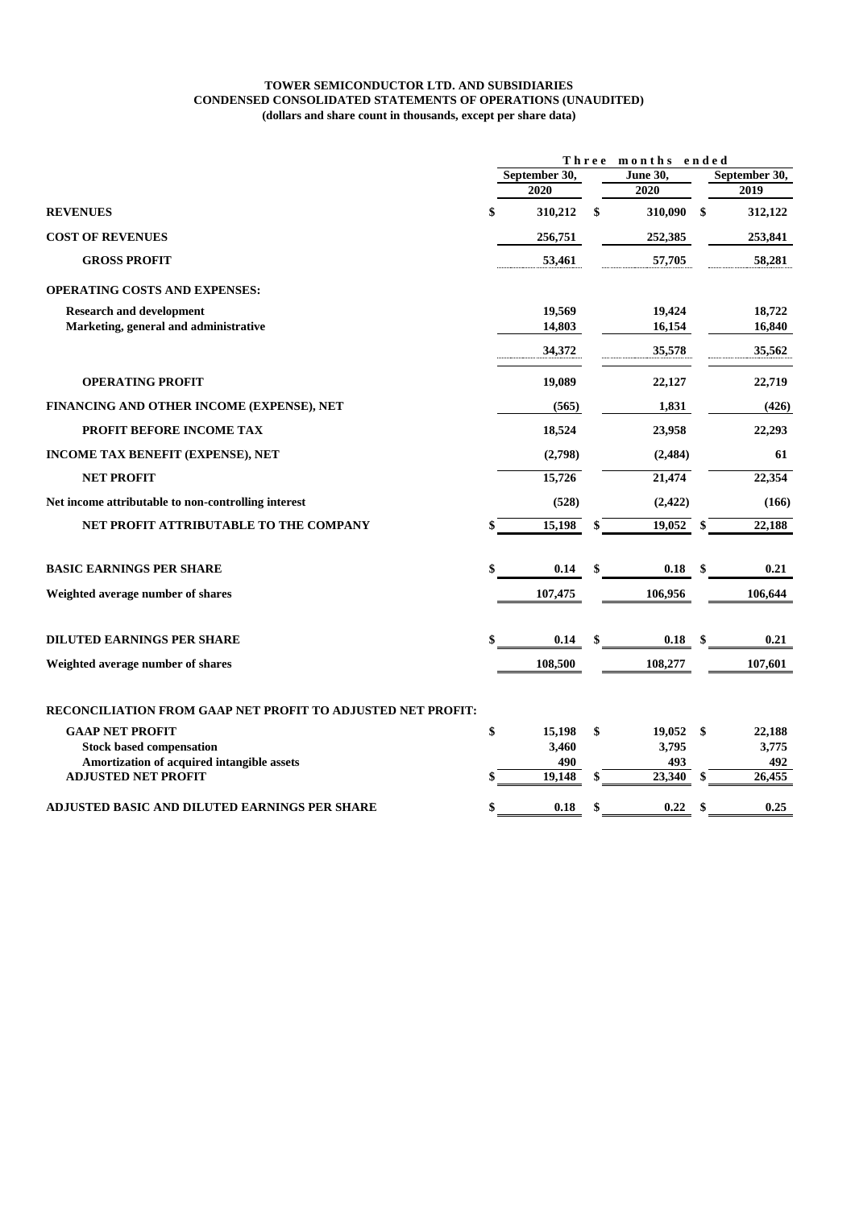**TOWER SEMICONDUCTOR LTD. AND SUBSIDIARIES**
**CONDENSED CONSOLIDATED STATEMENTS OF OPERATIONS (UNAUDITED)**
**(dollars and share count in thousands, except per share data)**

| | Three months ended | | |
|---|---|---|---|
| | September 30, 2020 | June 30, 2020 | September 30, 2019 |
| **REVENUES** | $ 310,212 | $ 310,090 | $ 312,122 |
| **COST OF REVENUES** | 256,751 | 252,385 | 253,841 |
| **GROSS PROFIT** | 53,461 | 57,705 | 58,281 |
| **OPERATING COSTS AND EXPENSES:** | | | |
| Research and development | 19,569 | 19,424 | 18,722 |
| Marketing, general and administrative | 14,803 | 16,154 | 16,840 |
| | 34,372 | 35,578 | 35,562 |
| **OPERATING PROFIT** | 19,089 | 22,127 | 22,719 |
| **FINANCING AND OTHER INCOME (EXPENSE), NET** | (565) | 1,831 | (426) |
| **PROFIT BEFORE INCOME TAX** | 18,524 | 23,958 | 22,293 |
| **INCOME TAX BENEFIT (EXPENSE), NET** | (2,798) | (2,484) | 61 |
| **NET PROFIT** | 15,726 | 21,474 | 22,354 |
| Net income attributable to non-controlling interest | (528) | (2,422) | (166) |
| **NET PROFIT ATTRIBUTABLE TO THE COMPANY** | $ 15,198 | $ 19,052 | $ 22,188 |
| **BASIC EARNINGS PER SHARE** | $ 0.14 | $ 0.18 | $ 0.21 |
| Weighted average number of shares | 107,475 | 106,956 | 106,644 |
| **DILUTED EARNINGS PER SHARE** | $ 0.14 | $ 0.18 | $ 0.21 |
| Weighted average number of shares | 108,500 | 108,277 | 107,601 |
| **RECONCILIATION FROM GAAP NET PROFIT TO ADJUSTED NET PROFIT:** | | | |
| GAAP NET PROFIT | $ 15,198 | $ 19,052 | $ 22,188 |
| Stock based compensation | 3,460 | 3,795 | 3,775 |
| Amortization of acquired intangible assets | 490 | 493 | 492 |
| ADJUSTED NET PROFIT | $ 19,148 | $ 23,340 | $ 26,455 |
| **ADJUSTED BASIC AND DILUTED EARNINGS PER SHARE** | $ 0.18 | $ 0.22 | $ 0.25 |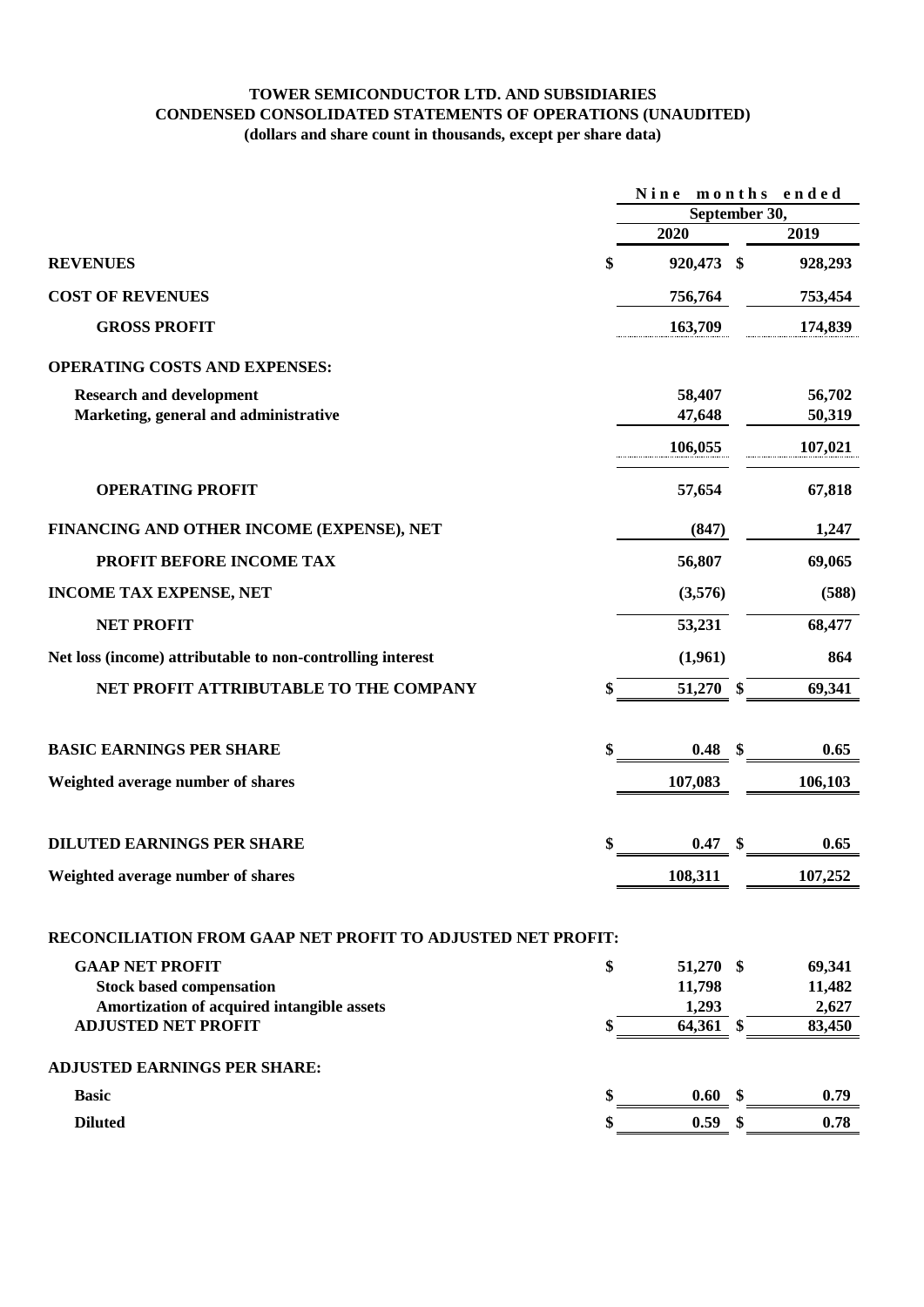**TOWER SEMICONDUCTOR LTD. AND SUBSIDIARIES**
**CONDENSED CONSOLIDATED STATEMENTS OF OPERATIONS (UNAUDITED)**
**(dollars and share count in thousands, except per share data)**

| | Nine months ended September 30, | |
|---|---|---|
| | **2020** | **2019** |
| **REVENUES** | $ 920,473 | $ 928,293 |
| **COST OF REVENUES** | 756,764 | 753,454 |
| **GROSS PROFIT** | 163,709 | 174,839 |
| **OPERATING COSTS AND EXPENSES:** | | |
| **Research and development** | 58,407 | 56,702 |
| **Marketing, general and administrative** | 47,648 | 50,319 |
| | 106,055 | 107,021 |
| **OPERATING PROFIT** | 57,654 | 67,818 |
| **FINANCING AND OTHER INCOME (EXPENSE), NET** | (847) | 1,247 |
| **PROFIT BEFORE INCOME TAX** | 56,807 | 69,065 |
| **INCOME TAX EXPENSE, NET** | (3,576) | (588) |
| **NET PROFIT** | 53,231 | 68,477 |
| **Net loss (income) attributable to non-controlling interest** | (1,961) | 864 |
| **NET PROFIT ATTRIBUTABLE TO THE COMPANY** | $ 51,270 | $ 69,341 |
| **BASIC EARNINGS PER SHARE** | $ 0.48 | $ 0.65 |
| **Weighted average number of shares** | 107,083 | 106,103 |
| **DILUTED EARNINGS PER SHARE** | $ 0.47 | $ 0.65 |
| **Weighted average number of shares** | 108,311 | 107,252 |
| **RECONCILIATION FROM GAAP NET PROFIT TO ADJUSTED NET PROFIT:** | | |
| **GAAP NET PROFIT** | $ 51,270 | $ 69,341 |
| **Stock based compensation** | 11,798 | 11,482 |
| **Amortization of acquired intangible assets** | 1,293 | 2,627 |
| **ADJUSTED NET PROFIT** | $ 64,361 | $ 83,450 |
| **ADJUSTED EARNINGS PER SHARE:** | | |
| **Basic** | $ 0.60 | $ 0.79 |
| **Diluted** | $ 0.59 | $ 0.78 |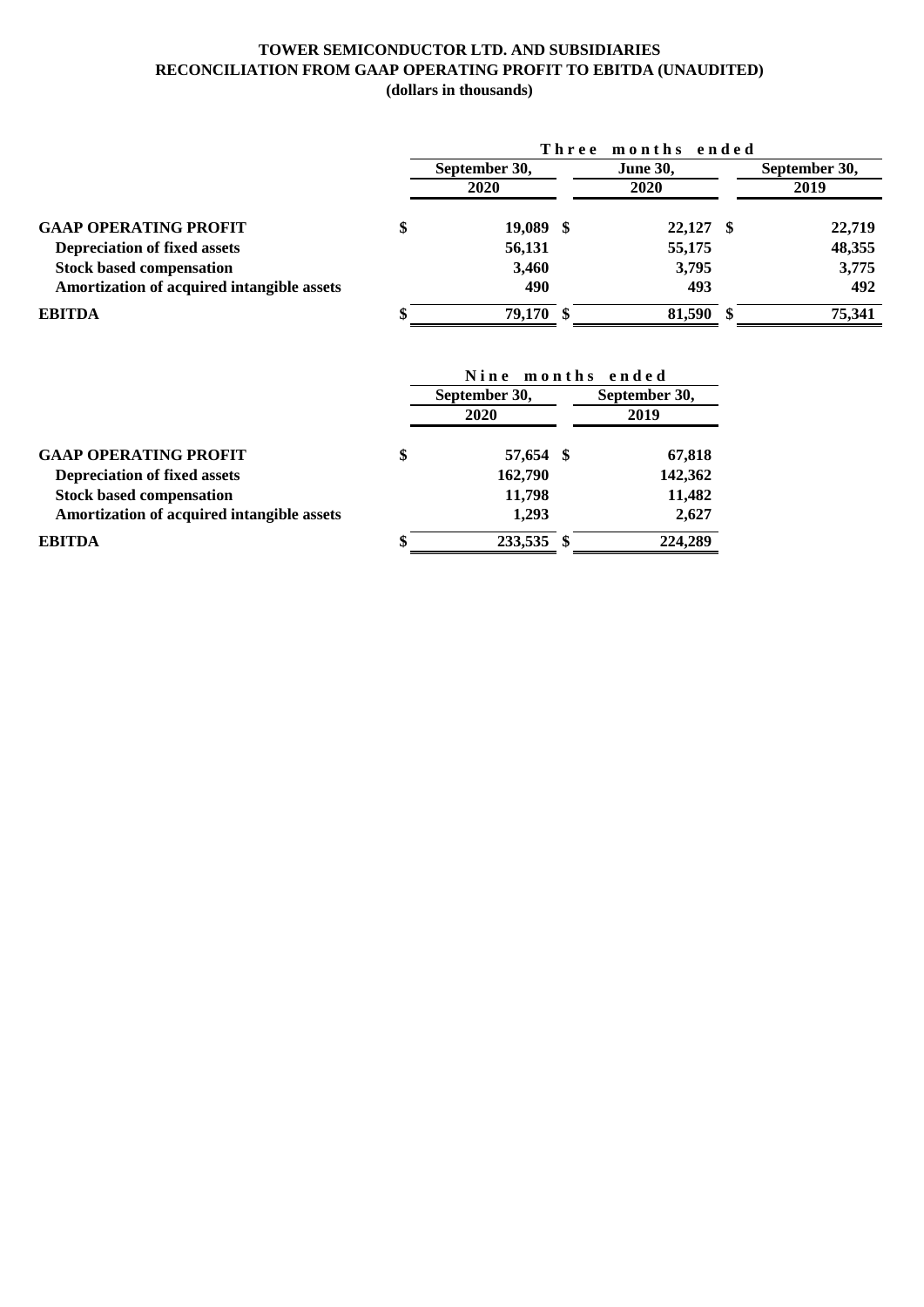**TOWER SEMICONDUCTOR LTD. AND SUBSIDIARIES**
**RECONCILIATION FROM GAAP OPERATING PROFIT TO EBITDA (UNAUDITED)**
**(dollars in thousands)**

| | Three months ended | | |
|---|---|---|---|
| | September 30, 2020 | June 30, 2020 | September 30, 2019 |
| **GAAP OPERATING PROFIT** | $ 19,089 | $ 22,127 | $ 22,719 |
| **Depreciation of fixed assets** | 56,131 | 55,175 | 48,355 |
| **Stock based compensation** | 3,460 | 3,795 | 3,775 |
| **Amortization of acquired intangible assets** | 490 | 493 | 492 |
| **EBITDA** | $ 79,170 | $ 81,590 | $ 75,341 |

| | Nine months ended | |
|---|---|---|
| | September 30, 2020 | September 30, 2019 |
| **GAAP OPERATING PROFIT** | $ 57,654 | $ 67,818 |
| **Depreciation of fixed assets** | 162,790 | 142,362 |
| **Stock based compensation** | 11,798 | 11,482 |
| **Amortization of acquired intangible assets** | 1,293 | 2,627 |
| **EBITDA** | $ 233,535 | $ 224,289 |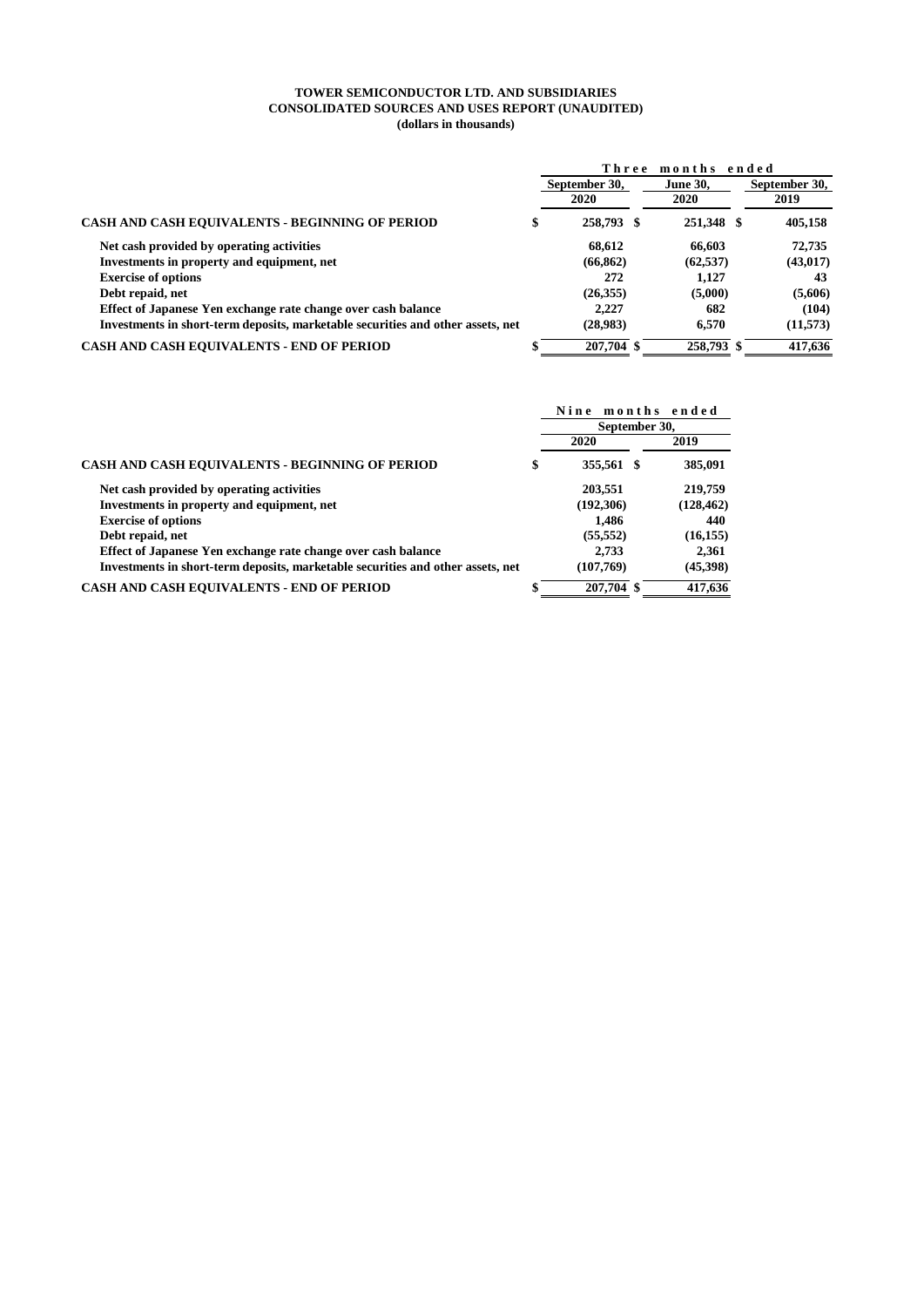**TOWER SEMICONDUCTOR LTD. AND SUBSIDIARIES**
**CONSOLIDATED SOURCES AND USES REPORT (UNAUDITED)**
**(dollars in thousands)**

| | Three months ended | | |
|---|---|---|---|
| | September 30, 2020 | June 30, 2020 | September 30, 2019 |
| **CASH AND CASH EQUIVALENTS - BEGINNING OF PERIOD** | $ 258,793 | $ 251,348 | $ 405,158 |
| Net cash provided by operating activities | 68,612 | 66,603 | 72,735 |
| Investments in property and equipment, net | (66,862) | (62,537) | (43,017) |
| Exercise of options | 272 | 1,127 | 43 |
| Debt repaid, net | (26,355) | (5,000) | (5,606) |
| Effect of Japanese Yen exchange rate change over cash balance | 2,227 | 682 | (104) |
| Investments in short-term deposits, marketable securities and other assets, net | (28,983) | 6,570 | (11,573) |
| **CASH AND CASH EQUIVALENTS - END OF PERIOD** | $ 207,704 | $ 258,793 | $ 417,636 |

| | Nine months ended September 30, | |
|---|---|---|
| | 2020 | 2019 |
| **CASH AND CASH EQUIVALENTS - BEGINNING OF PERIOD** | $ 355,561 | $ 385,091 |
| Net cash provided by operating activities | 203,551 | 219,759 |
| Investments in property and equipment, net | (192,306) | (128,462) |
| Exercise of options | 1,486 | 440 |
| Debt repaid, net | (55,552) | (16,155) |
| Effect of Japanese Yen exchange rate change over cash balance | 2,733 | 2,361 |
| Investments in short-term deposits, marketable securities and other assets, net | (107,769) | (45,398) |
| **CASH AND CASH EQUIVALENTS - END OF PERIOD** | $ 207,704 | $ 417,636 |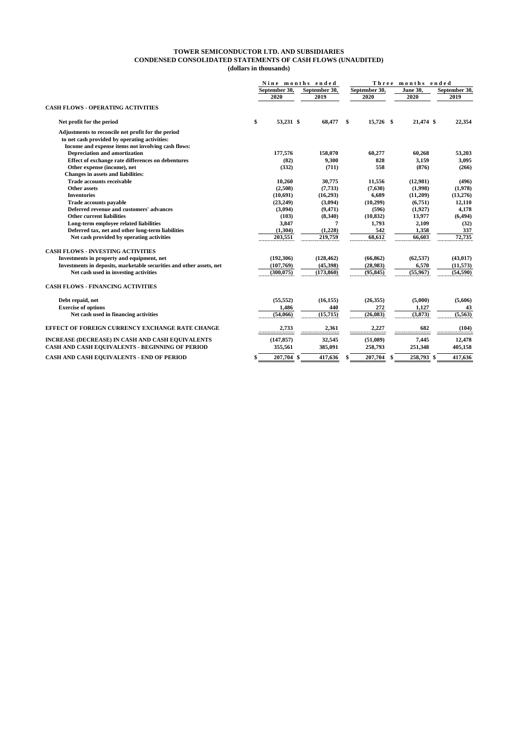# TOWER SEMICONDUCTOR LTD. AND SUBSIDIARIES
## CONDENSED CONSOLIDATED STATEMENTS OF CASH FLOWS (UNAUDITED)
### (dollars in thousands)

| | Nine months ended | | Three months ended | | |
|---|---|---|---|---|---|
| | September 30, 2020 | September 30, 2019 | September 30, 2020 | June 30, 2020 | September 30, 2019 |
| **CASH FLOWS - OPERATING ACTIVITIES** | | | | | |
| Net profit for the period | $ 53,231 | $ 68,477 | $ 15,726 | $ 21,474 | $ 22,354 |
| Adjustments to reconcile net profit for the period to net cash provided by operating activities: | | | | | |
| Income and expense items not involving cash flows: | | | | | |
| Depreciation and amortization | 177,576 | 158,070 | 60,277 | 60,268 | 53,203 |
| Effect of exchange rate differences on debentures | (82) | 9,300 | 828 | 3,159 | 3,095 |
| Other expense (income), net | (332) | (711) | 558 | (876) | (266) |
| Changes in assets and liabilities: | | | | | |
| Trade accounts receivable | 10,260 | 30,775 | 11,556 | (12,981) | (496) |
| Other assets | (2,508) | (7,733) | (7,630) | (1,998) | (1,978) |
| Inventories | (10,691) | (16,293) | 6,689 | (11,209) | (13,276) |
| Trade accounts payable | (23,249) | (3,094) | (10,299) | (6,751) | 12,110 |
| Deferred revenue and customers' advances | (3,094) | (9,471) | (596) | (1,927) | 4,178 |
| Other current liabilities | (103) | (8,340) | (10,832) | 13,977 | (6,494) |
| Long-term employee related liabilities | 3,847 | 7 | 1,793 | 2,109 | (32) |
| Deferred tax, net and other long-term liabilities | (1,304) | (1,228) | 542 | 1,358 | 337 |
| Net cash provided by operating activities | 203,551 | 219,759 | 68,612 | 66,603 | 72,735 |
| **CASH FLOWS - INVESTING ACTIVITIES** | | | | | |
| Investments in property and equipment, net | (192,306) | (128,462) | (66,862) | (62,537) | (43,017) |
| Investments in deposits, marketable securities and other assets, net | (107,769) | (45,398) | (28,983) | 6,570 | (11,573) |
| Net cash used in investing activities | (300,075) | (173,860) | (95,845) | (55,967) | (54,590) |
| **CASH FLOWS - FINANCING ACTIVITIES** | | | | | |
| Debt repaid, net | (55,552) | (16,155) | (26,355) | (5,000) | (5,606) |
| Exercise of options | 1,486 | 440 | 272 | 1,127 | 43 |
| Net cash used in financing activities | (54,066) | (15,715) | (26,083) | (3,873) | (5,563) |
| **EFFECT OF FOREIGN CURRENCY EXCHANGE RATE CHANGE** | 2,733 | 2,361 | 2,227 | 682 | (104) |
| **INCREASE (DECREASE) IN CASH AND CASH EQUIVALENTS** | (147,857) | 32,545 | (51,089) | 7,445 | 12,478 |
| **CASH AND CASH EQUIVALENTS - BEGINNING OF PERIOD** | 355,561 | 385,091 | 258,793 | 251,348 | 405,158 |
| **CASH AND CASH EQUIVALENTS - END OF PERIOD** | $ 207,704 | $ 417,636 | $ 207,704 | $ 258,793 | $ 417,636 |